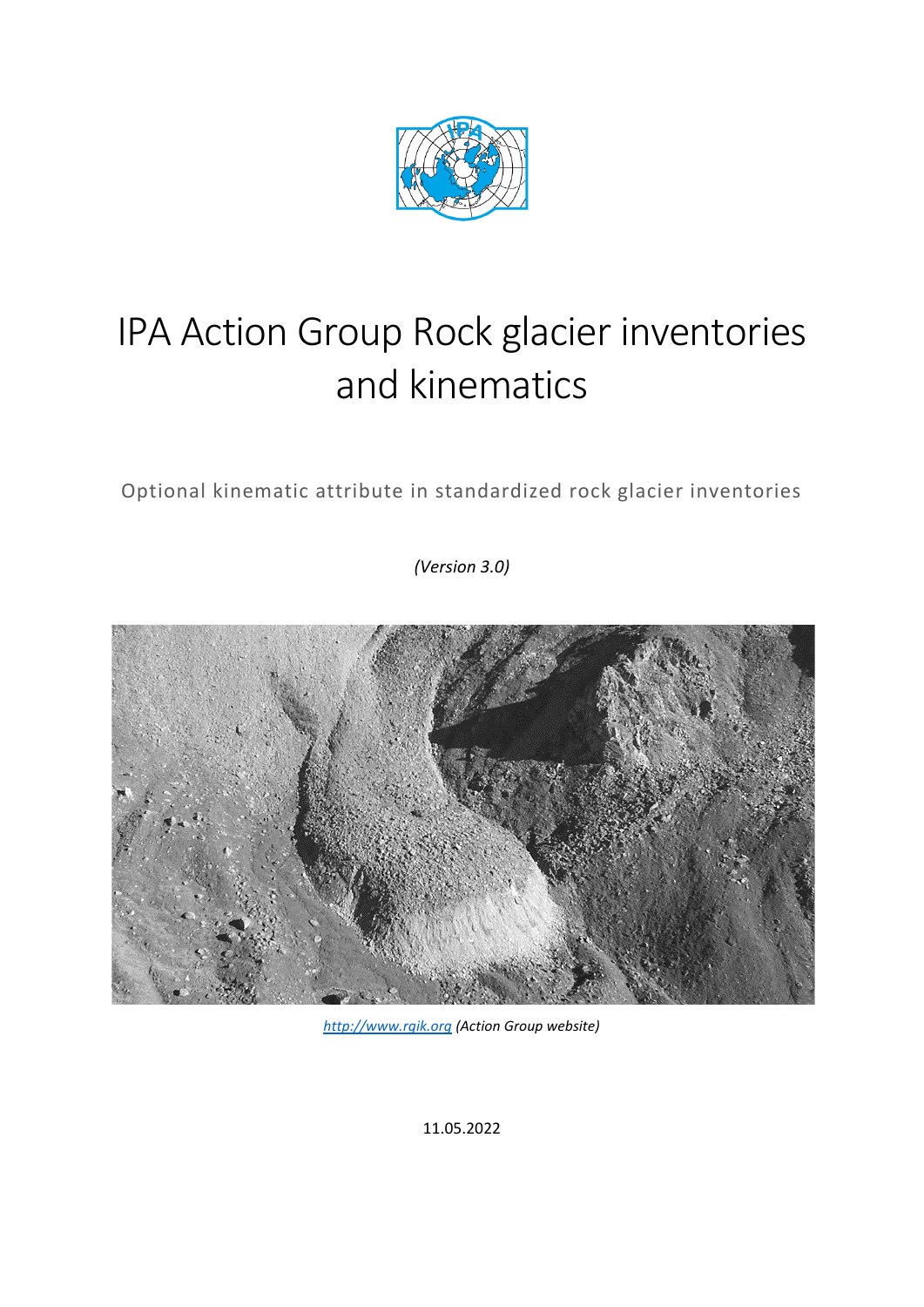# IPA Action Group Rock glacier inventories and kinematics

Optional kinematic attribute in standardized rock glacier inventories

*(Version 3.0)*

[http://www.rgik.org](http://www.rgik.org) *(Action Group website)*

11.05.2022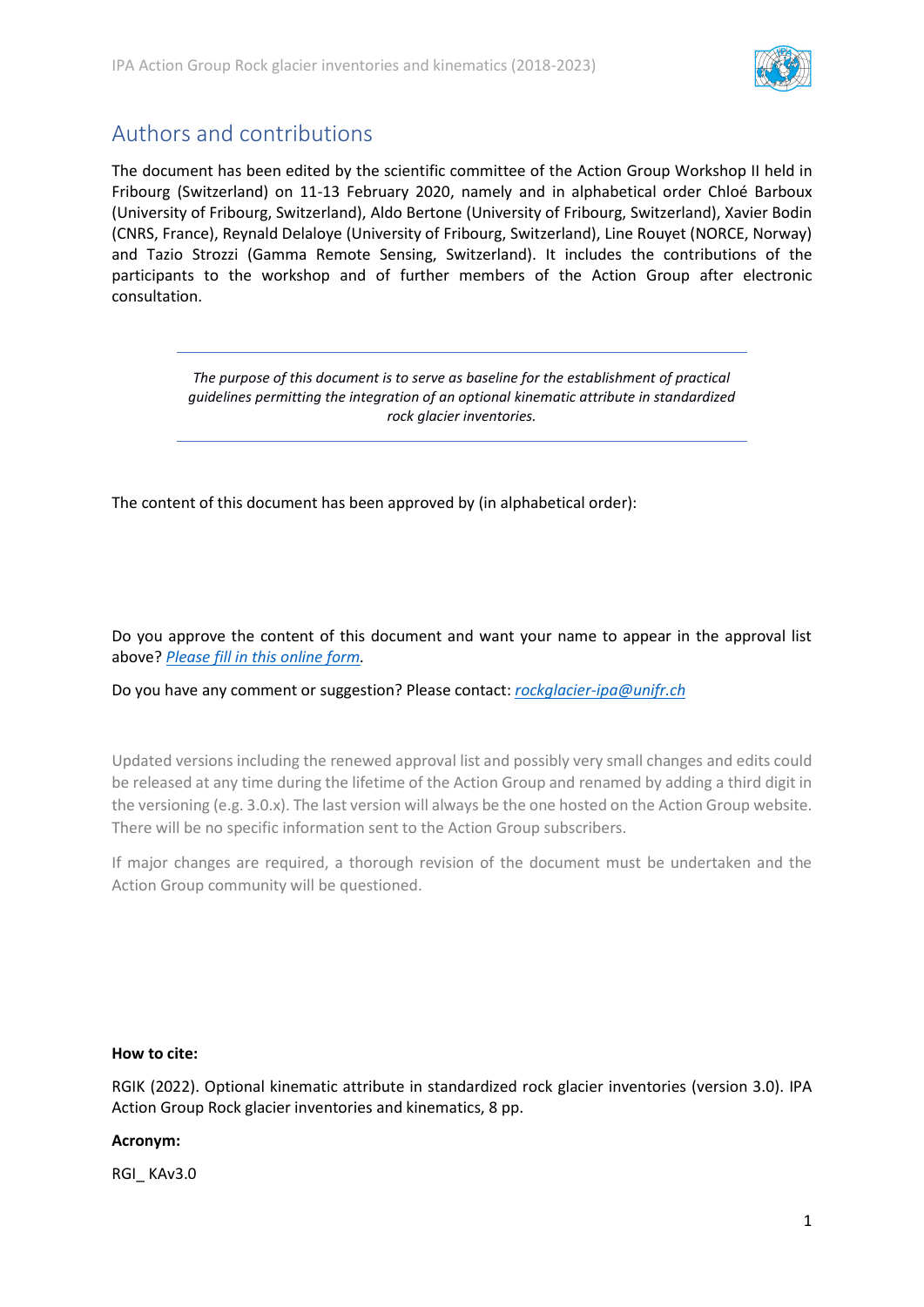## Authors and contributions

The document has been edited by the scientific committee of the Action Group Workshop II held in Fribourg (Switzerland) on 11-13 February 2020, namely and in alphabetical order Chloé Barboux (University of Fribourg, Switzerland), Aldo Bertone (University of Fribourg, Switzerland), Xavier Bodin (CNRS, France), Reynald Delaloye (University of Fribourg, Switzerland), Line Rouyet (NORCE, Norway) and Tazio Strozzi (Gamma Remote Sensing, Switzerland). It includes the contributions of the participants to the workshop and of further members of the Action Group after electronic consultation.

---

*The purpose of this document is to serve as baseline for the establishment of practical guidelines permitting the integration of an optional kinematic attribute in standardized rock glacier inventories.*

---

The content of this document has been approved by (in alphabetical order):

Do you approve the content of this document and want your name to appear in the approval list above? *Please fill in this online form.*

Do you have any comment or suggestion? Please contact: *rockglacier-ipa@unifr.ch*

Updated versions including the renewed approval list and possibly very small changes and edits could be released at any time during the lifetime of the Action Group and renamed by adding a third digit in the versioning (e.g. 3.0.x). The last version will always be the one hosted on the Action Group website. There will be no specific information sent to the Action Group subscribers.

If major changes are required, a thorough revision of the document must be undertaken and the Action Group community will be questioned.

**How to cite:**

RGIK (2022). Optional kinematic attribute in standardized rock glacier inventories (version 3.0). IPA Action Group Rock glacier inventories and kinematics, 8 pp.

**Acronym:**

RGI_ KAv3.0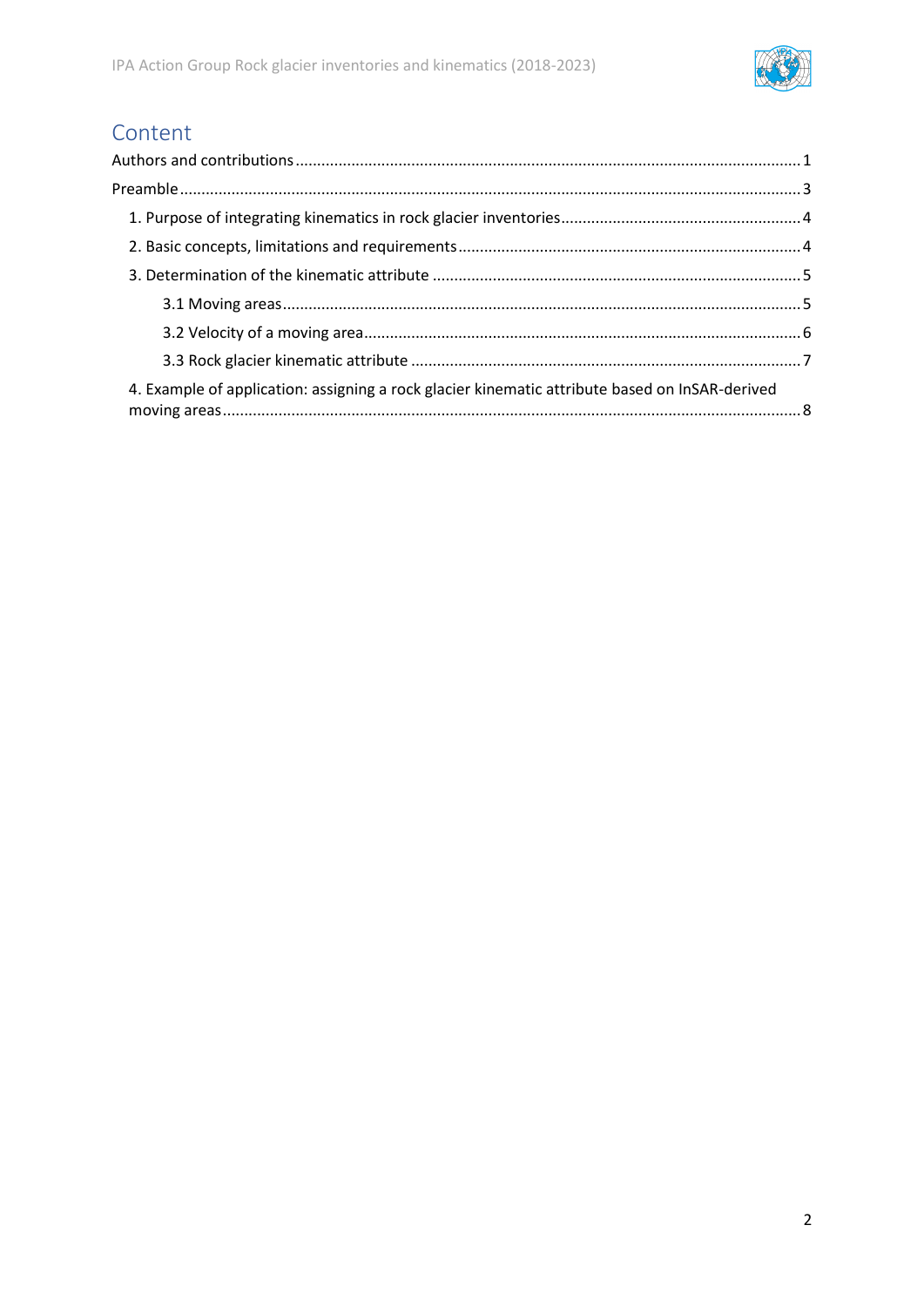# Content

Authors and contributions .......... 1

Preamble .......... 3

- 1. Purpose of integrating kinematics in rock glacier inventories .......... 4
- 2. Basic concepts, limitations and requirements .......... 4
- 3. Determination of the kinematic attribute .......... 5
  - 3.1 Moving areas .......... 5
  - 3.2 Velocity of a moving area .......... 6
  - 3.3 Rock glacier kinematic attribute .......... 7
- 4. Example of application: assigning a rock glacier kinematic attribute based on InSAR-derived moving areas .......... 8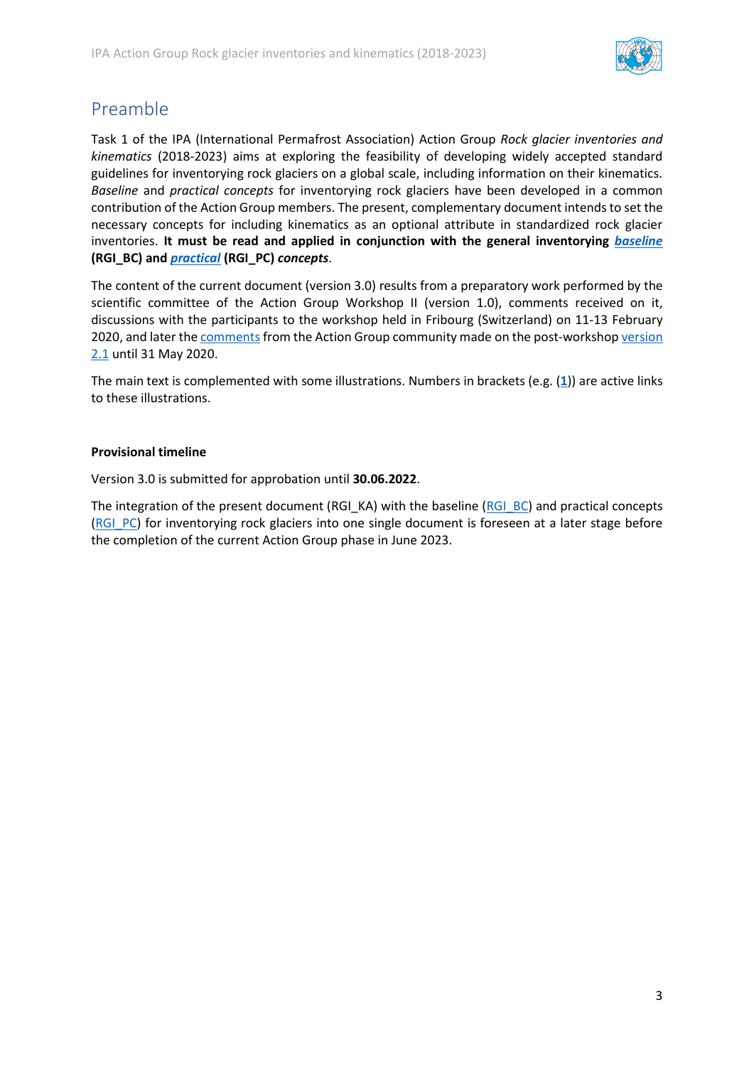# Preamble

Task 1 of the IPA (International Permafrost Association) Action Group *Rock glacier inventories and kinematics* (2018-2023) aims at exploring the feasibility of developing widely accepted standard guidelines for inventorying rock glaciers on a global scale, including information on their kinematics. *Baseline* and *practical concepts* for inventorying rock glaciers have been developed in a common contribution of the Action Group members. The present, complementary document intends to set the necessary concepts for including kinematics as an optional attribute in standardized rock glacier inventories. **It must be read and applied in conjunction with the general inventorying *baseline* (RGI_BC) and *practical* (RGI_PC) *concepts*.**

The content of the current document (version 3.0) results from a preparatory work performed by the scientific committee of the Action Group Workshop II (version 1.0), comments received on it, discussions with the participants to the workshop held in Fribourg (Switzerland) on 11-13 February 2020, and later the comments from the Action Group community made on the post-workshop version 2.1 until 31 May 2020.

The main text is complemented with some illustrations. Numbers in brackets (e.g. (**1**)) are active links to these illustrations.

**Provisional timeline**

Version 3.0 is submitted for approbation until **30.06.2022**.

The integration of the present document (RGI_KA) with the baseline (RGI_BC) and practical concepts (RGI_PC) for inventorying rock glaciers into one single document is foreseen at a later stage before the completion of the current Action Group phase in June 2023.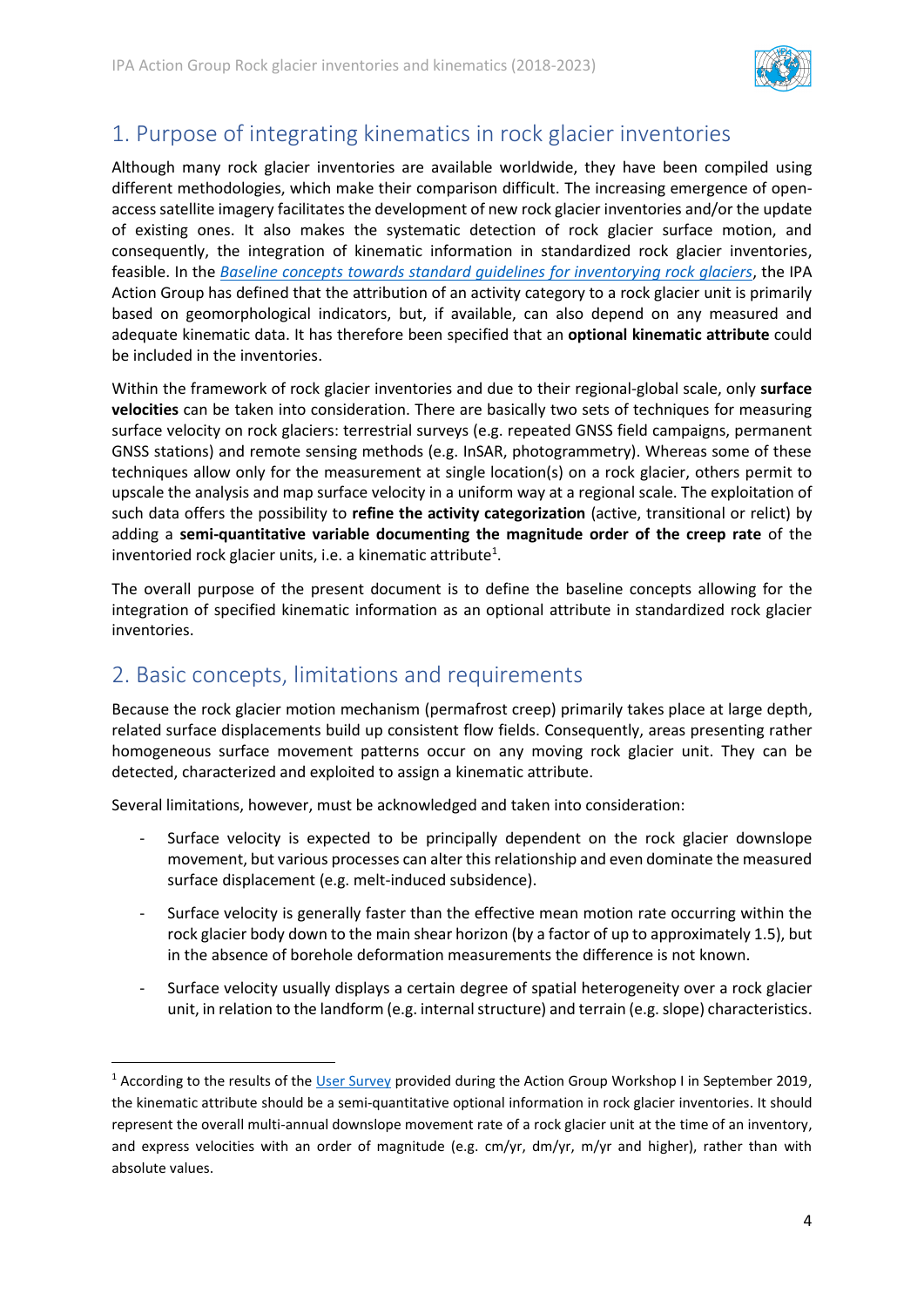## 1. Purpose of integrating kinematics in rock glacier inventories

Although many rock glacier inventories are available worldwide, they have been compiled using different methodologies, which make their comparison difficult. The increasing emergence of open-access satellite imagery facilitates the development of new rock glacier inventories and/or the update of existing ones. It also makes the systematic detection of rock glacier surface motion, and consequently, the integration of kinematic information in standardized rock glacier inventories, feasible. In the *Baseline concepts towards standard guidelines for inventorying rock glaciers*, the IPA Action Group has defined that the attribution of an activity category to a rock glacier unit is primarily based on geomorphological indicators, but, if available, can also depend on any measured and adequate kinematic data. It has therefore been specified that an **optional kinematic attribute** could be included in the inventories.

Within the framework of rock glacier inventories and due to their regional-global scale, only **surface velocities** can be taken into consideration. There are basically two sets of techniques for measuring surface velocity on rock glaciers: terrestrial surveys (e.g. repeated GNSS field campaigns, permanent GNSS stations) and remote sensing methods (e.g. InSAR, photogrammetry). Whereas some of these techniques allow only for the measurement at single location(s) on a rock glacier, others permit to upscale the analysis and map surface velocity in a uniform way at a regional scale. The exploitation of such data offers the possibility to **refine the activity categorization** (active, transitional or relict) by adding a **semi-quantitative variable documenting the magnitude order of the creep rate** of the inventoried rock glacier units, i.e. a kinematic attribute[1].

The overall purpose of the present document is to define the baseline concepts allowing for the integration of specified kinematic information as an optional attribute in standardized rock glacier inventories.

## 2. Basic concepts, limitations and requirements

Because the rock glacier motion mechanism (permafrost creep) primarily takes place at large depth, related surface displacements build up consistent flow fields. Consequently, areas presenting rather homogeneous surface movement patterns occur on any moving rock glacier unit. They can be detected, characterized and exploited to assign a kinematic attribute.

Several limitations, however, must be acknowledged and taken into consideration:

- Surface velocity is expected to be principally dependent on the rock glacier downslope movement, but various processes can alter this relationship and even dominate the measured surface displacement (e.g. melt-induced subsidence).
- Surface velocity is generally faster than the effective mean motion rate occurring within the rock glacier body down to the main shear horizon (by a factor of up to approximately 1.5), but in the absence of borehole deformation measurements the difference is not known.
- Surface velocity usually displays a certain degree of spatial heterogeneity over a rock glacier unit, in relation to the landform (e.g. internal structure) and terrain (e.g. slope) characteristics.

---

[1] According to the results of the User Survey provided during the Action Group Workshop I in September 2019, the kinematic attribute should be a semi-quantitative optional information in rock glacier inventories. It should represent the overall multi-annual downslope movement rate of a rock glacier unit at the time of an inventory, and express velocities with an order of magnitude (e.g. cm/yr, dm/yr, m/yr and higher), rather than with absolute values.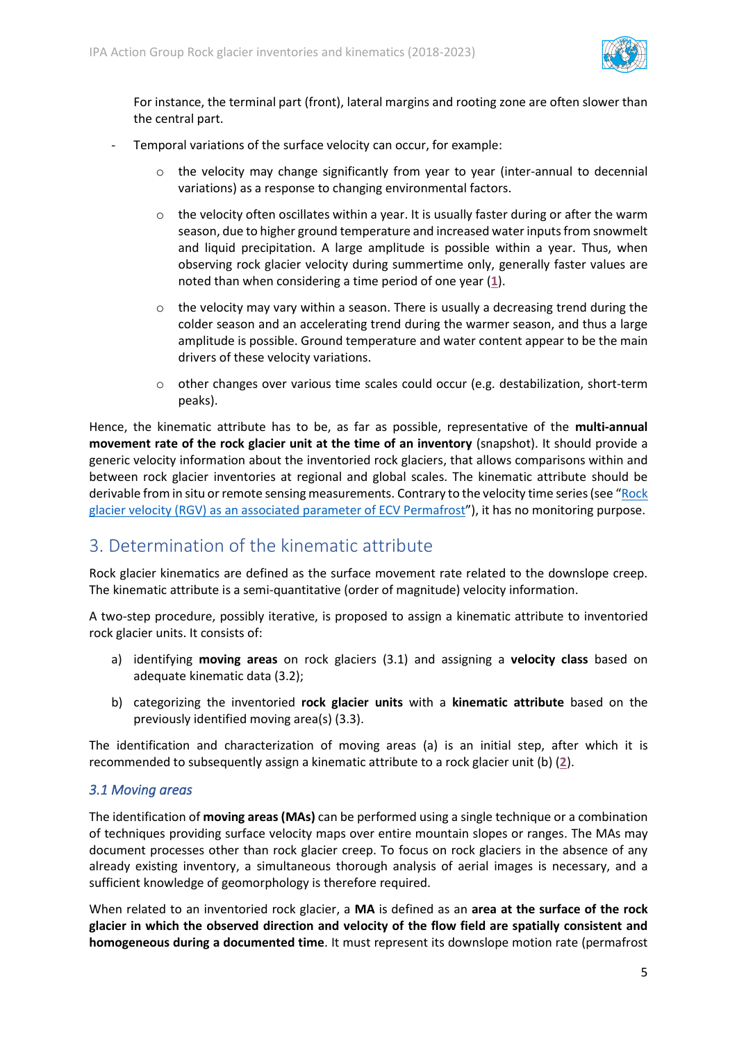For instance, the terminal part (front), lateral margins and rooting zone are often slower than the central part.

- Temporal variations of the surface velocity can occur, for example:
  - the velocity may change significantly from year to year (inter-annual to decennial variations) as a response to changing environmental factors.
  - the velocity often oscillates within a year. It is usually faster during or after the warm season, due to higher ground temperature and increased water inputs from snowmelt and liquid precipitation. A large amplitude is possible within a year. Thus, when observing rock glacier velocity during summertime only, generally faster values are noted than when considering a time period of one year (1).
  - the velocity may vary within a season. There is usually a decreasing trend during the colder season and an accelerating trend during the warmer season, and thus a large amplitude is possible. Ground temperature and water content appear to be the main drivers of these velocity variations.
  - other changes over various time scales could occur (e.g. destabilization, short-term peaks).

Hence, the kinematic attribute has to be, as far as possible, representative of the **multi-annual movement rate of the rock glacier unit at the time of an inventory** (snapshot). It should provide a generic velocity information about the inventoried rock glaciers, that allows comparisons within and between rock glacier inventories at regional and global scales. The kinematic attribute should be derivable from in situ or remote sensing measurements. Contrary to the velocity time series (see "Rock glacier velocity (RGV) as an associated parameter of ECV Permafrost"), it has no monitoring purpose.

## 3. Determination of the kinematic attribute

Rock glacier kinematics are defined as the surface movement rate related to the downslope creep. The kinematic attribute is a semi-quantitative (order of magnitude) velocity information.

A two-step procedure, possibly iterative, is proposed to assign a kinematic attribute to inventoried rock glacier units. It consists of:

a) identifying **moving areas** on rock glaciers (3.1) and assigning a **velocity class** based on adequate kinematic data (3.2);

b) categorizing the inventoried **rock glacier units** with a **kinematic attribute** based on the previously identified moving area(s) (3.3).

The identification and characterization of moving areas (a) is an initial step, after which it is recommended to subsequently assign a kinematic attribute to a rock glacier unit (b) (2).

### *3.1 Moving areas*

The identification of **moving areas (MAs)** can be performed using a single technique or a combination of techniques providing surface velocity maps over entire mountain slopes or ranges. The MAs may document processes other than rock glacier creep. To focus on rock glaciers in the absence of any already existing inventory, a simultaneous thorough analysis of aerial images is necessary, and a sufficient knowledge of geomorphology is therefore required.

When related to an inventoried rock glacier, a **MA** is defined as an **area at the surface of the rock glacier in which the observed direction and velocity of the flow field are spatially consistent and homogeneous during a documented time**. It must represent its downslope motion rate (permafrost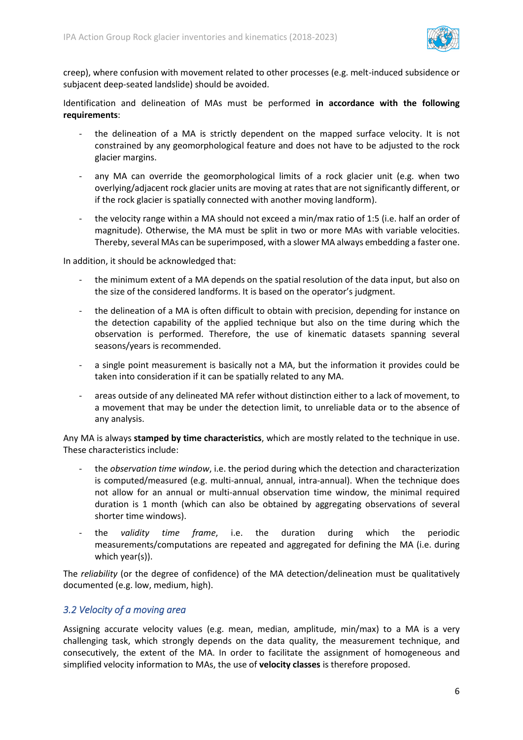creep), where confusion with movement related to other processes (e.g. melt-induced subsidence or subjacent deep-seated landslide) should be avoided.

Identification and delineation of MAs must be performed **in accordance with the following requirements**:

- the delineation of a MA is strictly dependent on the mapped surface velocity. It is not constrained by any geomorphological feature and does not have to be adjusted to the rock glacier margins.
- any MA can override the geomorphological limits of a rock glacier unit (e.g. when two overlying/adjacent rock glacier units are moving at rates that are not significantly different, or if the rock glacier is spatially connected with another moving landform).
- the velocity range within a MA should not exceed a min/max ratio of 1:5 (i.e. half an order of magnitude). Otherwise, the MA must be split in two or more MAs with variable velocities. Thereby, several MAs can be superimposed, with a slower MA always embedding a faster one.

In addition, it should be acknowledged that:

- the minimum extent of a MA depends on the spatial resolution of the data input, but also on the size of the considered landforms. It is based on the operator's judgment.
- the delineation of a MA is often difficult to obtain with precision, depending for instance on the detection capability of the applied technique but also on the time during which the observation is performed. Therefore, the use of kinematic datasets spanning several seasons/years is recommended.
- a single point measurement is basically not a MA, but the information it provides could be taken into consideration if it can be spatially related to any MA.
- areas outside of any delineated MA refer without distinction either to a lack of movement, to a movement that may be under the detection limit, to unreliable data or to the absence of any analysis.

Any MA is always **stamped by time characteristics**, which are mostly related to the technique in use. These characteristics include:

- the *observation time window*, i.e. the period during which the detection and characterization is computed/measured (e.g. multi-annual, annual, intra-annual). When the technique does not allow for an annual or multi-annual observation time window, the minimal required duration is 1 month (which can also be obtained by aggregating observations of several shorter time windows).
- the *validity time frame*, i.e. the duration during which the periodic measurements/computations are repeated and aggregated for defining the MA (i.e. during which year(s)).

The *reliability* (or the degree of confidence) of the MA detection/delineation must be qualitatively documented (e.g. low, medium, high).

### *3.2 Velocity of a moving area*

Assigning accurate velocity values (e.g. mean, median, amplitude, min/max) to a MA is a very challenging task, which strongly depends on the data quality, the measurement technique, and consecutively, the extent of the MA. In order to facilitate the assignment of homogeneous and simplified velocity information to MAs, the use of **velocity classes** is therefore proposed.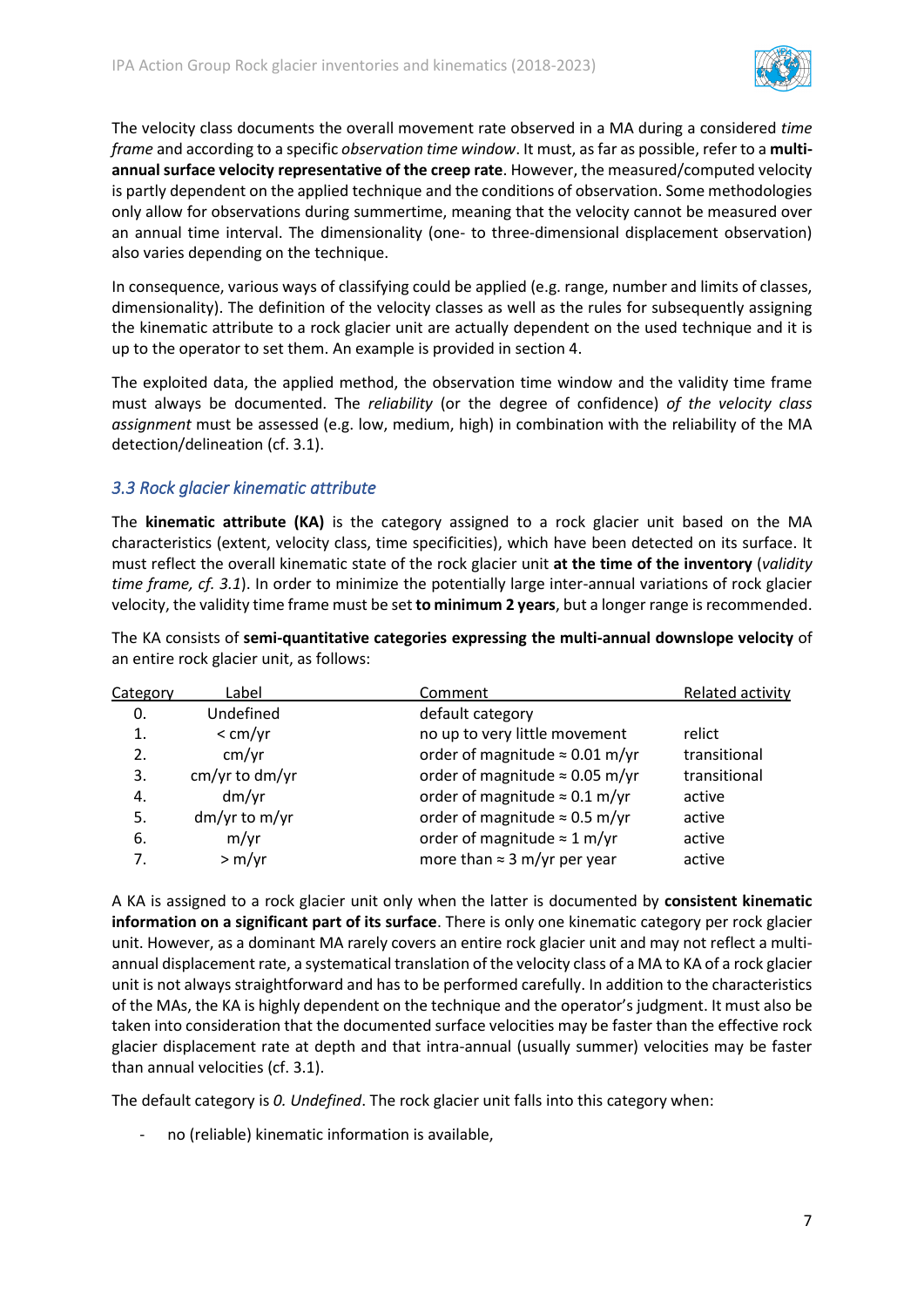The velocity class documents the overall movement rate observed in a MA during a considered *time frame* and according to a specific *observation time window*. It must, as far as possible, refer to a **multi-annual surface velocity representative of the creep rate**. However, the measured/computed velocity is partly dependent on the applied technique and the conditions of observation. Some methodologies only allow for observations during summertime, meaning that the velocity cannot be measured over an annual time interval. The dimensionality (one- to three-dimensional displacement observation) also varies depending on the technique.

In consequence, various ways of classifying could be applied (e.g. range, number and limits of classes, dimensionality). The definition of the velocity classes as well as the rules for subsequently assigning the kinematic attribute to a rock glacier unit are actually dependent on the used technique and it is up to the operator to set them. An example is provided in section 4.

The exploited data, the applied method, the observation time window and the validity time frame must always be documented. The *reliability* (or the degree of confidence) *of the velocity class assignment* must be assessed (e.g. low, medium, high) in combination with the reliability of the MA detection/delineation (cf. 3.1).

### *3.3 Rock glacier kinematic attribute*

The **kinematic attribute (KA)** is the category assigned to a rock glacier unit based on the MA characteristics (extent, velocity class, time specificities), which have been detected on its surface. It must reflect the overall kinematic state of the rock glacier unit **at the time of the inventory** (*validity time frame, cf. 3.1*). In order to minimize the potentially large inter-annual variations of rock glacier velocity, the validity time frame must be set **to minimum 2 years**, but a longer range is recommended.

The KA consists of **semi-quantitative categories expressing the multi-annual downslope velocity** of an entire rock glacier unit, as follows:

| Category | Label | Comment | Related activity |
|---|---|---|---|
| 0. | Undefined | default category | |
| 1. | < cm/yr | no up to very little movement | relict |
| 2. | cm/yr | order of magnitude ≈ 0.01 m/yr | transitional |
| 3. | cm/yr to dm/yr | order of magnitude ≈ 0.05 m/yr | transitional |
| 4. | dm/yr | order of magnitude ≈ 0.1 m/yr | active |
| 5. | dm/yr to m/yr | order of magnitude ≈ 0.5 m/yr | active |
| 6. | m/yr | order of magnitude ≈ 1 m/yr | active |
| 7. | > m/yr | more than ≈ 3 m/yr per year | active |

A KA is assigned to a rock glacier unit only when the latter is documented by **consistent kinematic information on a significant part of its surface**. There is only one kinematic category per rock glacier unit. However, as a dominant MA rarely covers an entire rock glacier unit and may not reflect a multi-annual displacement rate, a systematical translation of the velocity class of a MA to KA of a rock glacier unit is not always straightforward and has to be performed carefully. In addition to the characteristics of the MAs, the KA is highly dependent on the technique and the operator's judgment. It must also be taken into consideration that the documented surface velocities may be faster than the effective rock glacier displacement rate at depth and that intra-annual (usually summer) velocities may be faster than annual velocities (cf. 3.1).

The default category is *0. Undefined*. The rock glacier unit falls into this category when:

- no (reliable) kinematic information is available,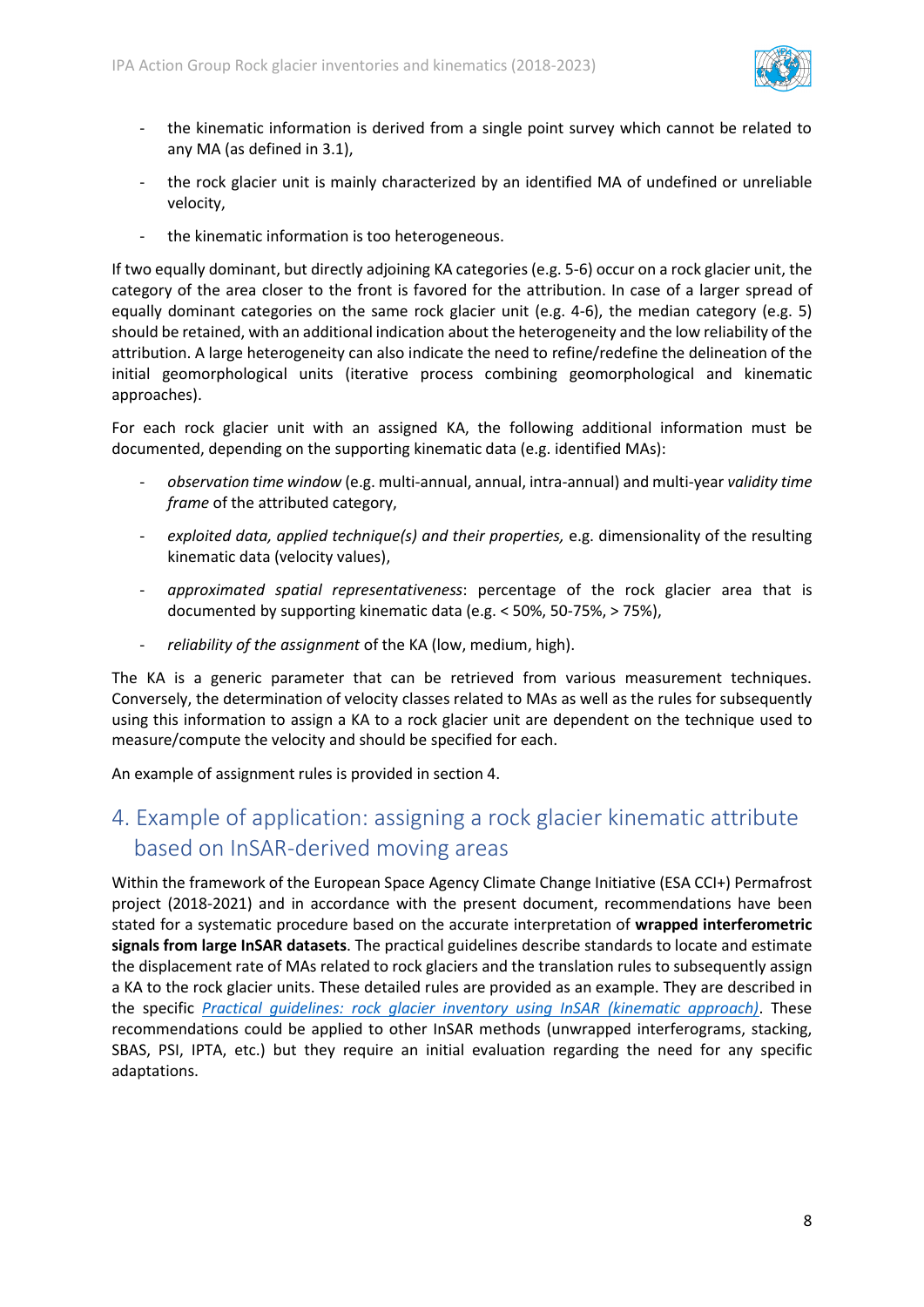- the kinematic information is derived from a single point survey which cannot be related to any MA (as defined in 3.1),
- the rock glacier unit is mainly characterized by an identified MA of undefined or unreliable velocity,
- the kinematic information is too heterogeneous.

If two equally dominant, but directly adjoining KA categories (e.g. 5-6) occur on a rock glacier unit, the category of the area closer to the front is favored for the attribution. In case of a larger spread of equally dominant categories on the same rock glacier unit (e.g. 4-6), the median category (e.g. 5) should be retained, with an additional indication about the heterogeneity and the low reliability of the attribution. A large heterogeneity can also indicate the need to refine/redefine the delineation of the initial geomorphological units (iterative process combining geomorphological and kinematic approaches).

For each rock glacier unit with an assigned KA, the following additional information must be documented, depending on the supporting kinematic data (e.g. identified MAs):

- *observation time window* (e.g. multi-annual, annual, intra-annual) and multi-year *validity time frame* of the attributed category,
- *exploited data, applied technique(s) and their properties,* e.g. dimensionality of the resulting kinematic data (velocity values),
- *approximated spatial representativeness*: percentage of the rock glacier area that is documented by supporting kinematic data (e.g. < 50%, 50-75%, > 75%),
- *reliability of the assignment* of the KA (low, medium, high).

The KA is a generic parameter that can be retrieved from various measurement techniques. Conversely, the determination of velocity classes related to MAs as well as the rules for subsequently using this information to assign a KA to a rock glacier unit are dependent on the technique used to measure/compute the velocity and should be specified for each.

An example of assignment rules is provided in section 4.

# 4. Example of application: assigning a rock glacier kinematic attribute based on InSAR-derived moving areas

Within the framework of the European Space Agency Climate Change Initiative (ESA CCI+) Permafrost project (2018-2021) and in accordance with the present document, recommendations have been stated for a systematic procedure based on the accurate interpretation of **wrapped interferometric signals from large InSAR datasets**. The practical guidelines describe standards to locate and estimate the displacement rate of MAs related to rock glaciers and the translation rules to subsequently assign a KA to the rock glacier units. These detailed rules are provided as an example. They are described in the specific *Practical guidelines: rock glacier inventory using InSAR (kinematic approach)*. These recommendations could be applied to other InSAR methods (unwrapped interferograms, stacking, SBAS, PSI, IPTA, etc.) but they require an initial evaluation regarding the need for any specific adaptations.